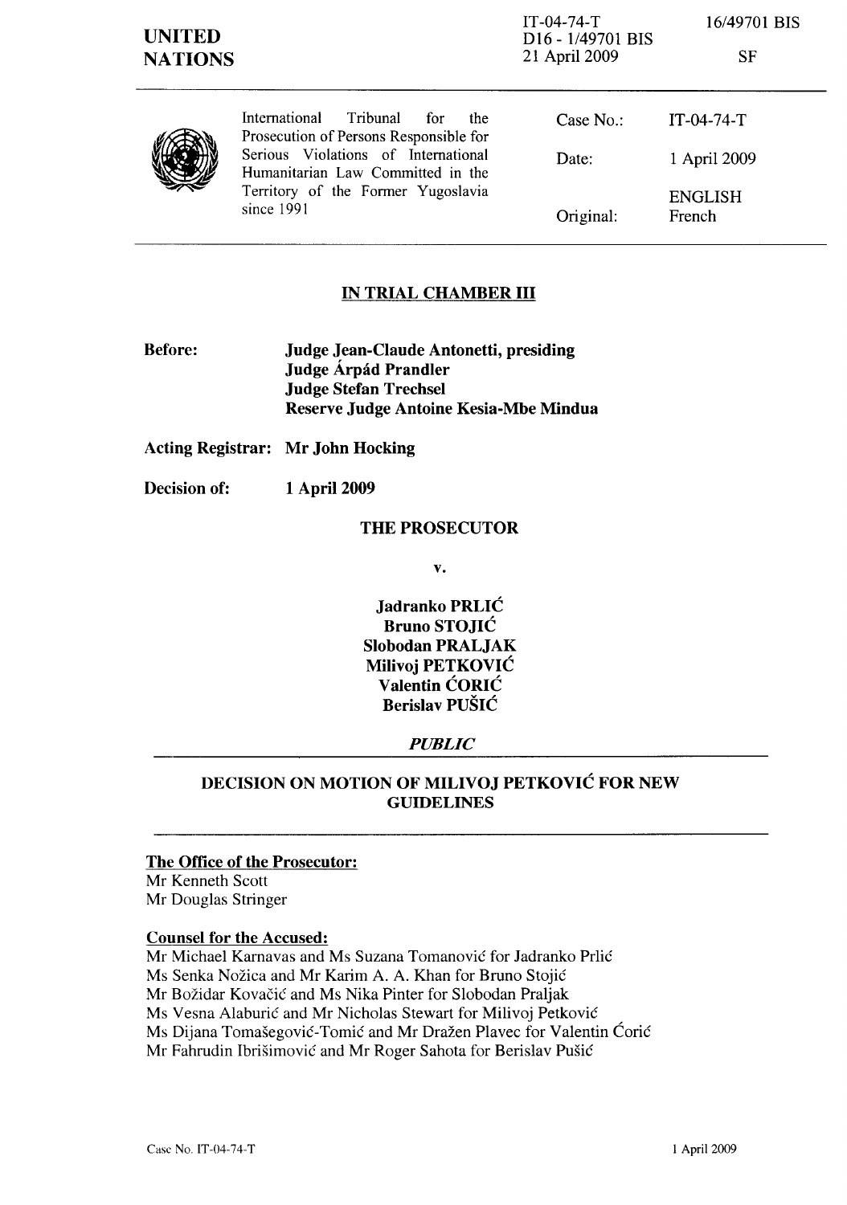UNITED NATIONS

IT-04-74-T
D16 - 1/49701 BIS
21 April 2009

16/49701 BIS

SF

International Tribunal for the Prosecution of Persons Responsible for Serious Violations of International Humanitarian Law Committed in the Territory of the Former Yugoslavia since 1991

| | |
|---|---|
| Case No.: | IT-04-74-T |
| Date: | 1 April 2009 |
| | ENGLISH |
| Original: | French |

## IN TRIAL CHAMBER III

**Before:** **Judge Jean-Claude Antonetti, presiding**
**Judge Árpád Prandler**
**Judge Stefan Trechsel**
**Reserve Judge Antoine Kesia-Mbe Mindua**

**Acting Registrar:** **Mr John Hocking**

**Decision of:** **1 April 2009**

## THE PROSECUTOR

**v.**

**Jadranko PRLIĆ**
**Bruno STOJIĆ**
**Slobodan PRALJAK**
**Milivoj PETKOVIĆ**
**Valentin ĆORIĆ**
**Berislav PUŠIĆ**

***PUBLIC***

## DECISION ON MOTION OF MILIVOJ PETKOVIĆ FOR NEW GUIDELINES

**The Office of the Prosecutor:**
Mr Kenneth Scott
Mr Douglas Stringer

**Counsel for the Accused:**
Mr Michael Karnavas and Ms Suzana Tomanović for Jadranko Prlić
Ms Senka Nožica and Mr Karim A. A. Khan for Bruno Stojić
Mr Božidar Kovačić and Ms Nika Pinter for Slobodan Praljak
Ms Vesna Alaburić and Mr Nicholas Stewart for Milivoj Petković
Ms Dijana Tomašegović-Tomić and Mr Dražen Plavec for Valentin Ćorić
Mr Fahrudin Ibrišimović and Mr Roger Sahota for Berislav Pušić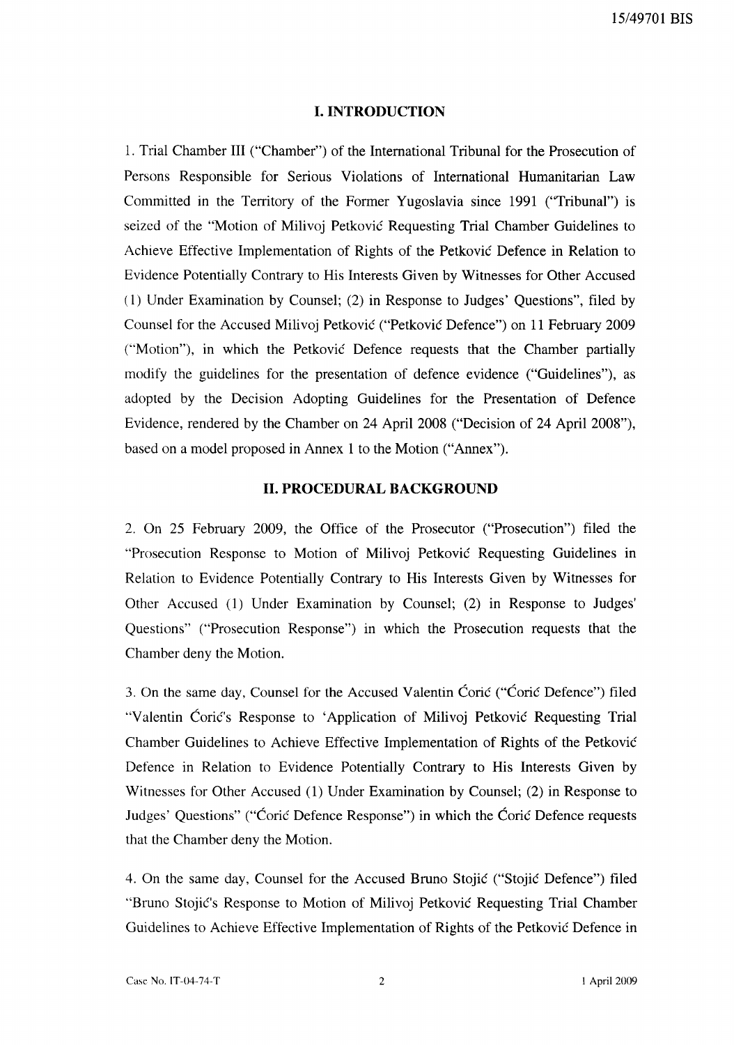## I. INTRODUCTION

1. Trial Chamber III ("Chamber") of the International Tribunal for the Prosecution of Persons Responsible for Serious Violations of International Humanitarian Law Committed in the Territory of the Former Yugoslavia since 1991 ("Tribunal") is seized of the "Motion of Milivoj Petković Requesting Trial Chamber Guidelines to Achieve Effective Implementation of Rights of the Petković Defence in Relation to Evidence Potentially Contrary to His Interests Given by Witnesses for Other Accused (1) Under Examination by Counsel; (2) in Response to Judges' Questions", filed by Counsel for the Accused Milivoj Petković ("Petković Defence") on 11 February 2009 ("Motion"), in which the Petković Defence requests that the Chamber partially modify the guidelines for the presentation of defence evidence ("Guidelines"), as adopted by the Decision Adopting Guidelines for the Presentation of Defence Evidence, rendered by the Chamber on 24 April 2008 ("Decision of 24 April 2008"), based on a model proposed in Annex 1 to the Motion ("Annex").

## II. PROCEDURAL BACKGROUND

2. On 25 February 2009, the Office of the Prosecutor ("Prosecution") filed the "Prosecution Response to Motion of Milivoj Petković Requesting Guidelines in Relation to Evidence Potentially Contrary to His Interests Given by Witnesses for Other Accused (1) Under Examination by Counsel; (2) in Response to Judges' Questions" ("Prosecution Response") in which the Prosecution requests that the Chamber deny the Motion.

3. On the same day, Counsel for the Accused Valentin Ćorić ("Ćorić Defence") filed "Valentin Ćorić's Response to 'Application of Milivoj Petković Requesting Trial Chamber Guidelines to Achieve Effective Implementation of Rights of the Petković Defence in Relation to Evidence Potentially Contrary to His Interests Given by Witnesses for Other Accused (1) Under Examination by Counsel; (2) in Response to Judges' Questions" ("Ćorić Defence Response") in which the Ćorić Defence requests that the Chamber deny the Motion.

4. On the same day, Counsel for the Accused Bruno Stojić ("Stojić Defence") filed "Bruno Stojić's Response to Motion of Milivoj Petković Requesting Trial Chamber Guidelines to Achieve Effective Implementation of Rights of the Petković Defence in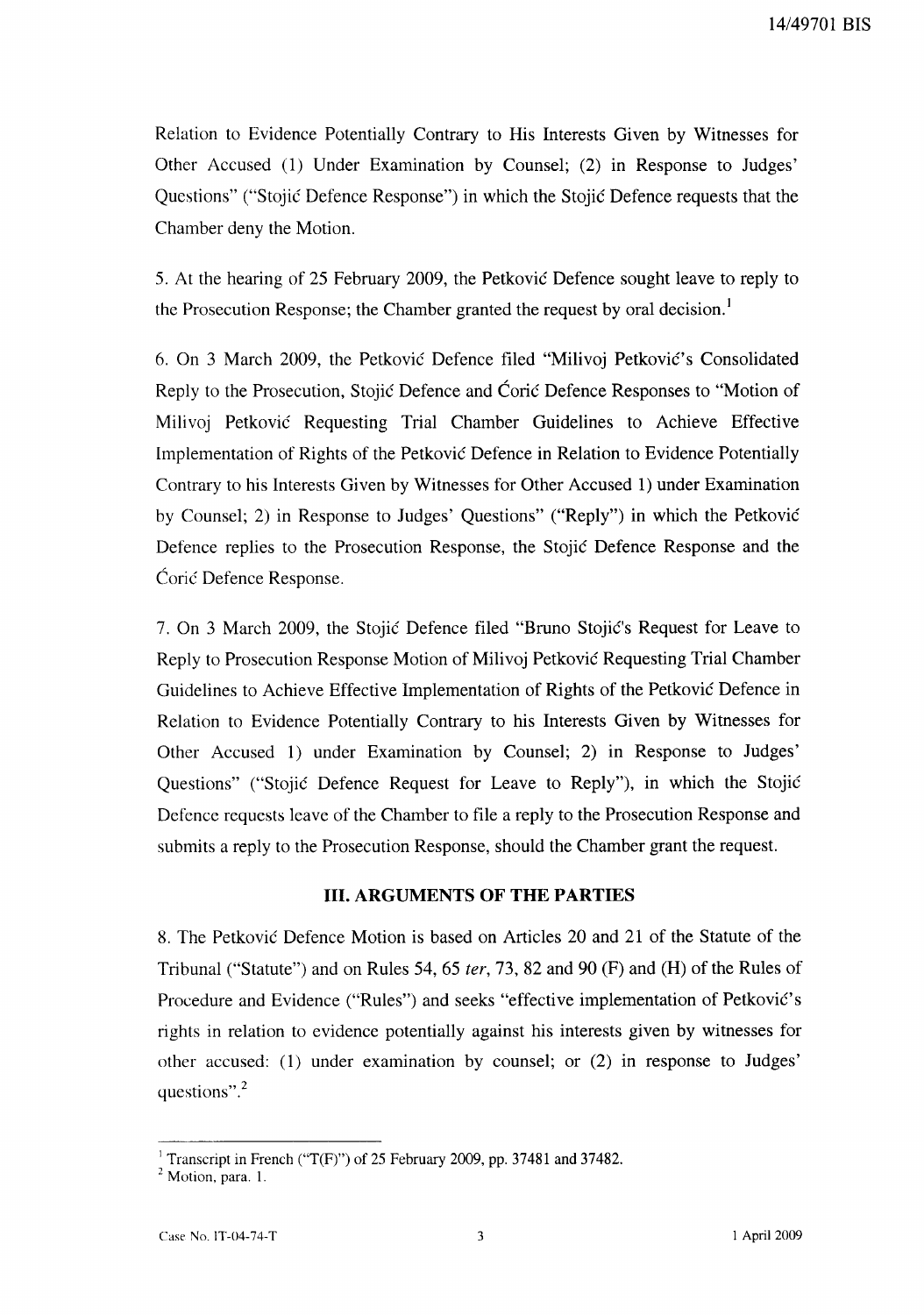Relation to Evidence Potentially Contrary to His Interests Given by Witnesses for Other Accused (1) Under Examination by Counsel; (2) in Response to Judges' Questions" ("Stojić Defence Response") in which the Stojić Defence requests that the Chamber deny the Motion.

5. At the hearing of 25 February 2009, the Petković Defence sought leave to reply to the Prosecution Response; the Chamber granted the request by oral decision.[1]

6. On 3 March 2009, the Petković Defence filed "Milivoj Petković's Consolidated Reply to the Prosecution, Stojić Defence and Ćorić Defence Responses to "Motion of Milivoj Petković Requesting Trial Chamber Guidelines to Achieve Effective Implementation of Rights of the Petković Defence in Relation to Evidence Potentially Contrary to his Interests Given by Witnesses for Other Accused 1) under Examination by Counsel; 2) in Response to Judges' Questions" ("Reply") in which the Petković Defence replies to the Prosecution Response, the Stojić Defence Response and the Ćorić Defence Response.

7. On 3 March 2009, the Stojić Defence filed "Bruno Stojić's Request for Leave to Reply to Prosecution Response Motion of Milivoj Petković Requesting Trial Chamber Guidelines to Achieve Effective Implementation of Rights of the Petković Defence in Relation to Evidence Potentially Contrary to his Interests Given by Witnesses for Other Accused 1) under Examination by Counsel; 2) in Response to Judges' Questions" ("Stojić Defence Request for Leave to Reply"), in which the Stojić Defence requests leave of the Chamber to file a reply to the Prosecution Response and submits a reply to the Prosecution Response, should the Chamber grant the request.

## III. ARGUMENTS OF THE PARTIES

8. The Petković Defence Motion is based on Articles 20 and 21 of the Statute of the Tribunal ("Statute") and on Rules 54, 65 *ter*, 73, 82 and 90 (F) and (H) of the Rules of Procedure and Evidence ("Rules") and seeks "effective implementation of Petković's rights in relation to evidence potentially against his interests given by witnesses for other accused: (1) under examination by counsel; or (2) in response to Judges' questions".[2]

---

[1] Transcript in French ("T(F)") of 25 February 2009, pp. 37481 and 37482.

[2] Motion, para. 1.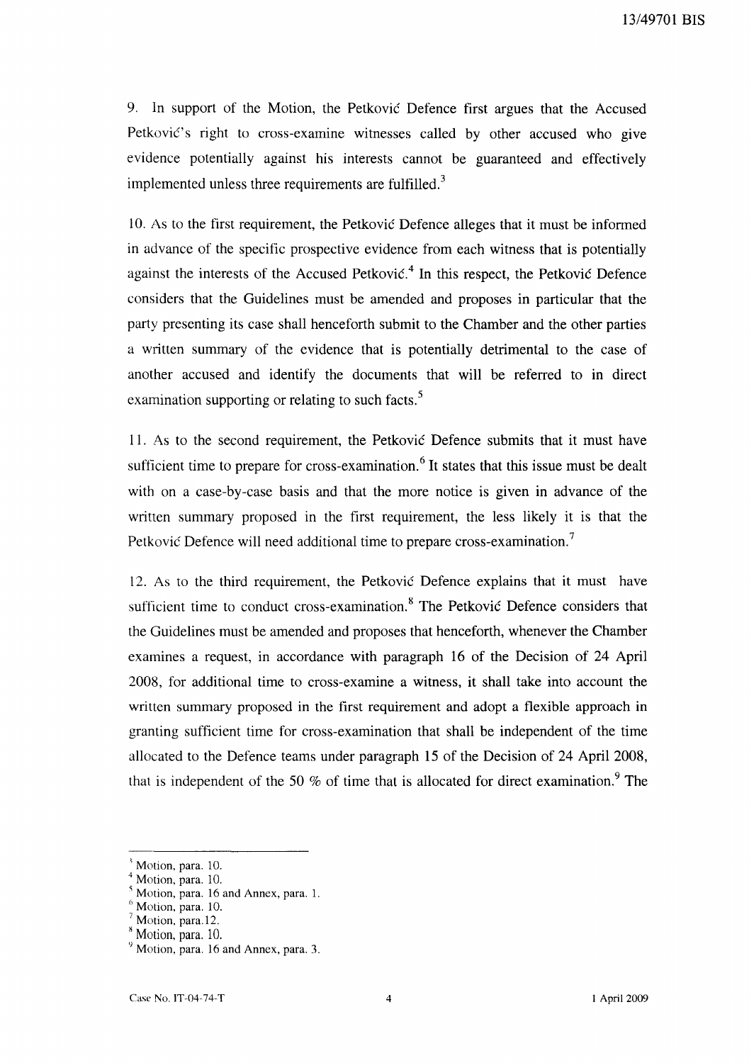9. In support of the Motion, the Petković Defence first argues that the Accused Petković's right to cross-examine witnesses called by other accused who give evidence potentially against his interests cannot be guaranteed and effectively implemented unless three requirements are fulfilled.[3]

10. As to the first requirement, the Petković Defence alleges that it must be informed in advance of the specific prospective evidence from each witness that is potentially against the interests of the Accused Petković.[4] In this respect, the Petković Defence considers that the Guidelines must be amended and proposes in particular that the party presenting its case shall henceforth submit to the Chamber and the other parties a written summary of the evidence that is potentially detrimental to the case of another accused and identify the documents that will be referred to in direct examination supporting or relating to such facts.[5]

11. As to the second requirement, the Petković Defence submits that it must have sufficient time to prepare for cross-examination.[6] It states that this issue must be dealt with on a case-by-case basis and that the more notice is given in advance of the written summary proposed in the first requirement, the less likely it is that the Petković Defence will need additional time to prepare cross-examination.[7]

12. As to the third requirement, the Petković Defence explains that it must have sufficient time to conduct cross-examination.[8] The Petković Defence considers that the Guidelines must be amended and proposes that henceforth, whenever the Chamber examines a request, in accordance with paragraph 16 of the Decision of 24 April 2008, for additional time to cross-examine a witness, it shall take into account the written summary proposed in the first requirement and adopt a flexible approach in granting sufficient time for cross-examination that shall be independent of the time allocated to the Defence teams under paragraph 15 of the Decision of 24 April 2008, that is independent of the 50 % of time that is allocated for direct examination.[9] The

---

[3] Motion, para. 10.

[4] Motion, para. 10.

[5] Motion, para. 16 and Annex, para. 1.

[6] Motion, para. 10.

[7] Motion, para.12.

[8] Motion, para. 10.

[9] Motion, para. 16 and Annex, para. 3.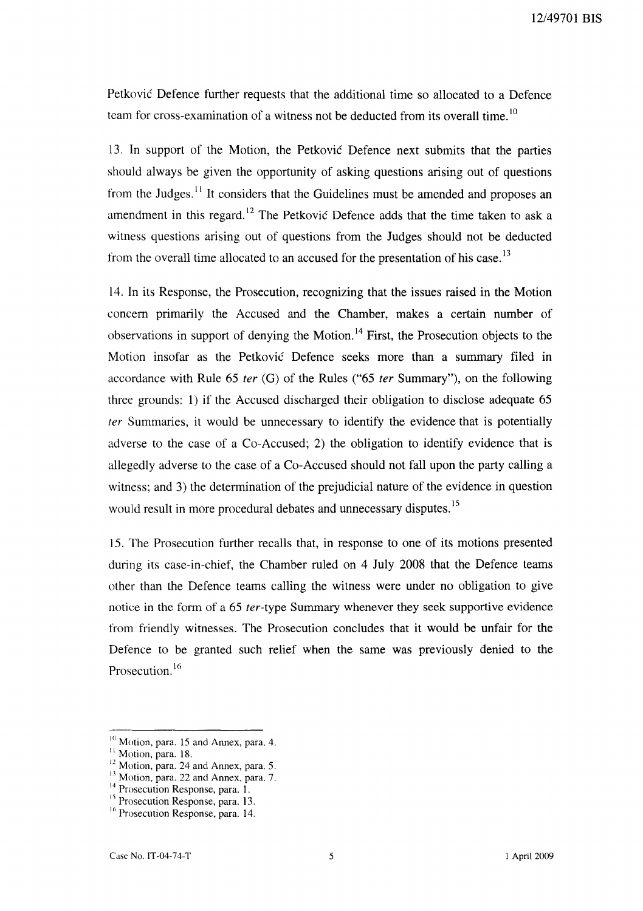Petković Defence further requests that the additional time so allocated to a Defence team for cross-examination of a witness not be deducted from its overall time.[10]

13. In support of the Motion, the Petković Defence next submits that the parties should always be given the opportunity of asking questions arising out of questions from the Judges.[11] It considers that the Guidelines must be amended and proposes an amendment in this regard.[12] The Petković Defence adds that the time taken to ask a witness questions arising out of questions from the Judges should not be deducted from the overall time allocated to an accused for the presentation of his case.[13]

14. In its Response, the Prosecution, recognizing that the issues raised in the Motion concern primarily the Accused and the Chamber, makes a certain number of observations in support of denying the Motion.[14] First, the Prosecution objects to the Motion insofar as the Petković Defence seeks more than a summary filed in accordance with Rule 65 *ter* (G) of the Rules ("65 *ter* Summary"), on the following three grounds: 1) if the Accused discharged their obligation to disclose adequate 65 *ter* Summaries, it would be unnecessary to identify the evidence that is potentially adverse to the case of a Co-Accused; 2) the obligation to identify evidence that is allegedly adverse to the case of a Co-Accused should not fall upon the party calling a witness; and 3) the determination of the prejudicial nature of the evidence in question would result in more procedural debates and unnecessary disputes.[15]

15. The Prosecution further recalls that, in response to one of its motions presented during its case-in-chief, the Chamber ruled on 4 July 2008 that the Defence teams other than the Defence teams calling the witness were under no obligation to give notice in the form of a 65 *ter*-type Summary whenever they seek supportive evidence from friendly witnesses. The Prosecution concludes that it would be unfair for the Defence to be granted such relief when the same was previously denied to the Prosecution.[16]

---

[10] Motion, para. 15 and Annex, para. 4.
[11] Motion, para. 18.
[12] Motion, para. 24 and Annex, para. 5.
[13] Motion, para. 22 and Annex, para. 7.
[14] Prosecution Response, para. 1.
[15] Prosecution Response, para. 13.
[16] Prosecution Response, para. 14.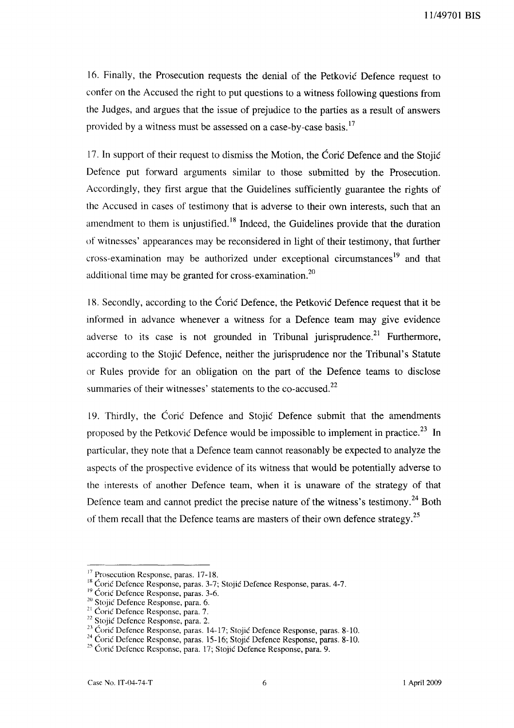16. Finally, the Prosecution requests the denial of the Petković Defence request to confer on the Accused the right to put questions to a witness following questions from the Judges, and argues that the issue of prejudice to the parties as a result of answers provided by a witness must be assessed on a case-by-case basis.[17]

17. In support of their request to dismiss the Motion, the Ćorić Defence and the Stojić Defence put forward arguments similar to those submitted by the Prosecution. Accordingly, they first argue that the Guidelines sufficiently guarantee the rights of the Accused in cases of testimony that is adverse to their own interests, such that an amendment to them is unjustified.[18] Indeed, the Guidelines provide that the duration of witnesses' appearances may be reconsidered in light of their testimony, that further cross-examination may be authorized under exceptional circumstances[19] and that additional time may be granted for cross-examination.[20]

18. Secondly, according to the Ćorić Defence, the Petković Defence request that it be informed in advance whenever a witness for a Defence team may give evidence adverse to its case is not grounded in Tribunal jurisprudence.[21] Furthermore, according to the Stojić Defence, neither the jurisprudence nor the Tribunal's Statute or Rules provide for an obligation on the part of the Defence teams to disclose summaries of their witnesses' statements to the co-accused.[22]

19. Thirdly, the Ćorić Defence and Stojić Defence submit that the amendments proposed by the Petković Defence would be impossible to implement in practice.[23] In particular, they note that a Defence team cannot reasonably be expected to analyze the aspects of the prospective evidence of its witness that would be potentially adverse to the interests of another Defence team, when it is unaware of the strategy of that Defence team and cannot predict the precise nature of the witness's testimony.[24] Both of them recall that the Defence teams are masters of their own defence strategy.[25]

---

[17] Prosecution Response, paras. 17-18.
[18] Ćorić Defence Response, paras. 3-7; Stojić Defence Response, paras. 4-7.
[19] Ćorić Defence Response, paras. 3-6.
[20] Stojić Defence Response, para. 6.
[21] Ćorić Defence Response, para. 7.
[22] Stojić Defence Response, para. 2.
[23] Ćorić Defence Response, paras. 14-17; Stojić Defence Response, paras. 8-10.
[24] Ćorić Defence Response, paras. 15-16; Stojić Defence Response, paras. 8-10.
[25] Ćorić Defence Response, para. 17; Stojić Defence Response, para. 9.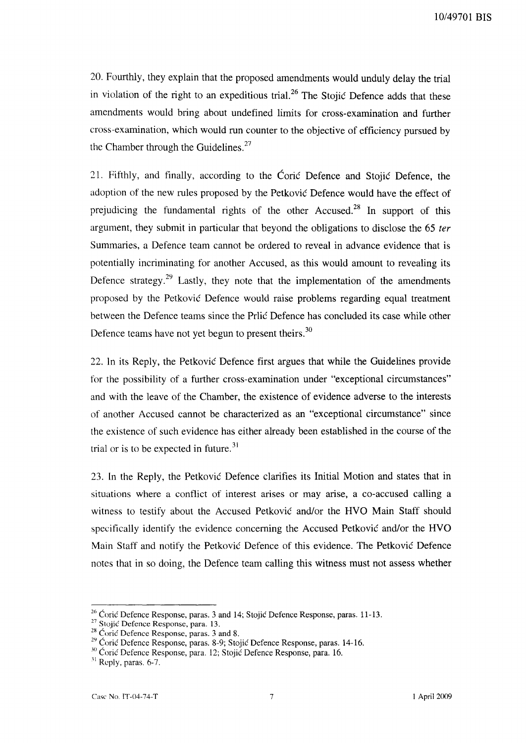20. Fourthly, they explain that the proposed amendments would unduly delay the trial in violation of the right to an expeditious trial.[26] The Stojić Defence adds that these amendments would bring about undefined limits for cross-examination and further cross-examination, which would run counter to the objective of efficiency pursued by the Chamber through the Guidelines.[27]

21. Fifthly, and finally, according to the Ćorić Defence and Stojić Defence, the adoption of the new rules proposed by the Petković Defence would have the effect of prejudicing the fundamental rights of the other Accused.[28] In support of this argument, they submit in particular that beyond the obligations to disclose the 65 *ter* Summaries, a Defence team cannot be ordered to reveal in advance evidence that is potentially incriminating for another Accused, as this would amount to revealing its Defence strategy.[29] Lastly, they note that the implementation of the amendments proposed by the Petković Defence would raise problems regarding equal treatment between the Defence teams since the Prlić Defence has concluded its case while other Defence teams have not yet begun to present theirs.[30]

22. In its Reply, the Petković Defence first argues that while the Guidelines provide for the possibility of a further cross-examination under "exceptional circumstances" and with the leave of the Chamber, the existence of evidence adverse to the interests of another Accused cannot be characterized as an "exceptional circumstance" since the existence of such evidence has either already been established in the course of the trial or is to be expected in future.[31]

23. In the Reply, the Petković Defence clarifies its Initial Motion and states that in situations where a conflict of interest arises or may arise, a co-accused calling a witness to testify about the Accused Petković and/or the HVO Main Staff should specifically identify the evidence concerning the Accused Petković and/or the HVO Main Staff and notify the Petković Defence of this evidence. The Petković Defence notes that in so doing, the Defence team calling this witness must not assess whether

---

[26] Ćorić Defence Response, paras. 3 and 14; Stojić Defence Response, paras. 11-13.

[27] Stojić Defence Response, para. 13.

[28] Ćorić Defence Response, paras. 3 and 8.

[29] Ćorić Defence Response, paras. 8-9; Stojić Defence Response, paras. 14-16.

[30] Ćorić Defence Response, para. 12; Stojić Defence Response, para. 16.

[31] Reply, paras. 6-7.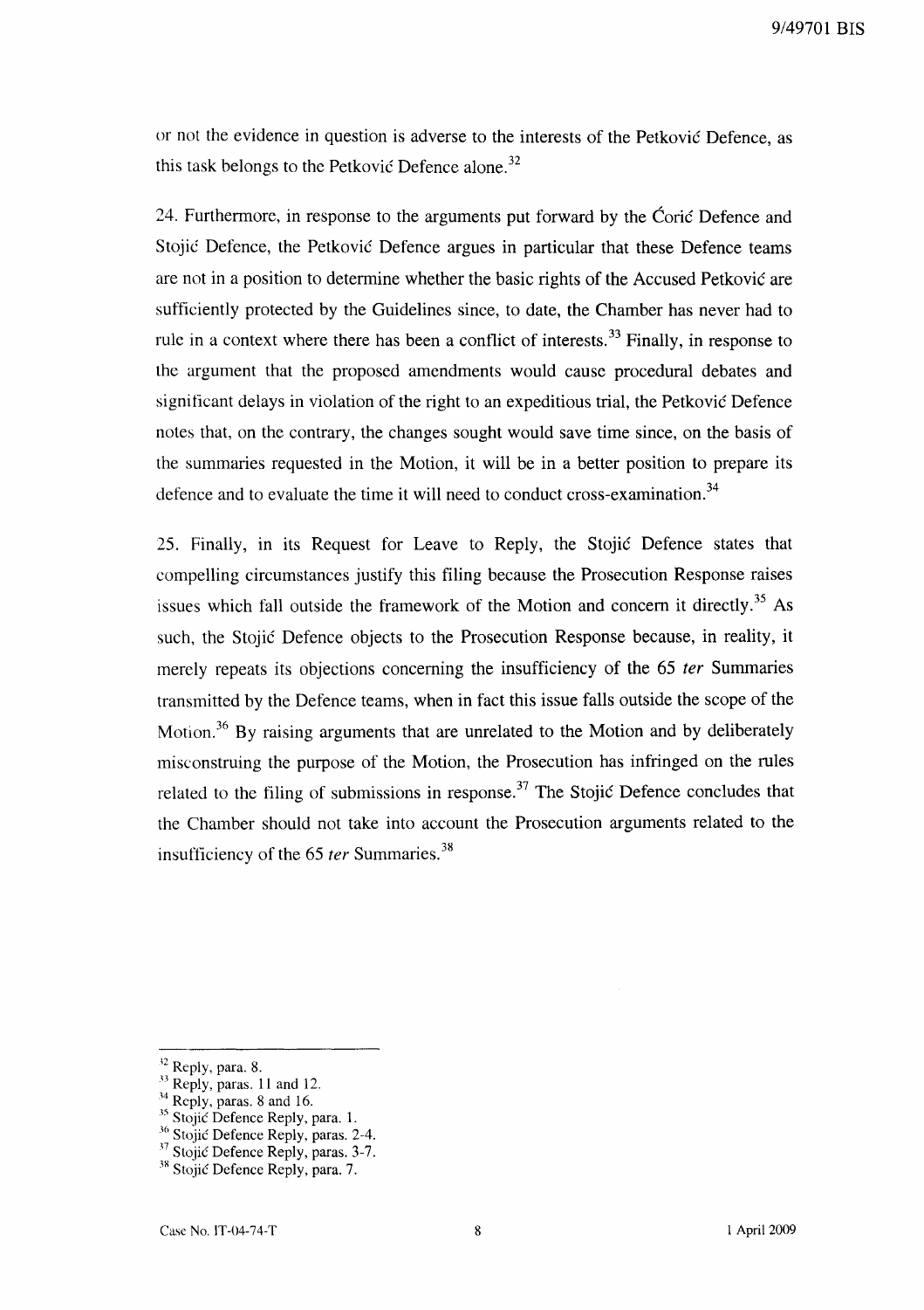or not the evidence in question is adverse to the interests of the Petković Defence, as this task belongs to the Petković Defence alone.[32]

24. Furthermore, in response to the arguments put forward by the Ćorić Defence and Stojić Defence, the Petković Defence argues in particular that these Defence teams are not in a position to determine whether the basic rights of the Accused Petković are sufficiently protected by the Guidelines since, to date, the Chamber has never had to rule in a context where there has been a conflict of interests.[33] Finally, in response to the argument that the proposed amendments would cause procedural debates and significant delays in violation of the right to an expeditious trial, the Petković Defence notes that, on the contrary, the changes sought would save time since, on the basis of the summaries requested in the Motion, it will be in a better position to prepare its defence and to evaluate the time it will need to conduct cross-examination.[34]

25. Finally, in its Request for Leave to Reply, the Stojić Defence states that compelling circumstances justify this filing because the Prosecution Response raises issues which fall outside the framework of the Motion and concern it directly.[35] As such, the Stojić Defence objects to the Prosecution Response because, in reality, it merely repeats its objections concerning the insufficiency of the 65 *ter* Summaries transmitted by the Defence teams, when in fact this issue falls outside the scope of the Motion.[36] By raising arguments that are unrelated to the Motion and by deliberately misconstruing the purpose of the Motion, the Prosecution has infringed on the rules related to the filing of submissions in response.[37] The Stojić Defence concludes that the Chamber should not take into account the Prosecution arguments related to the insufficiency of the 65 *ter* Summaries.[38]

---

[32] Reply, para. 8.
[33] Reply, paras. 11 and 12.
[34] Reply, paras. 8 and 16.
[35] Stojić Defence Reply, para. 1.
[36] Stojić Defence Reply, paras. 2-4.
[37] Stojić Defence Reply, paras. 3-7.
[38] Stojić Defence Reply, para. 7.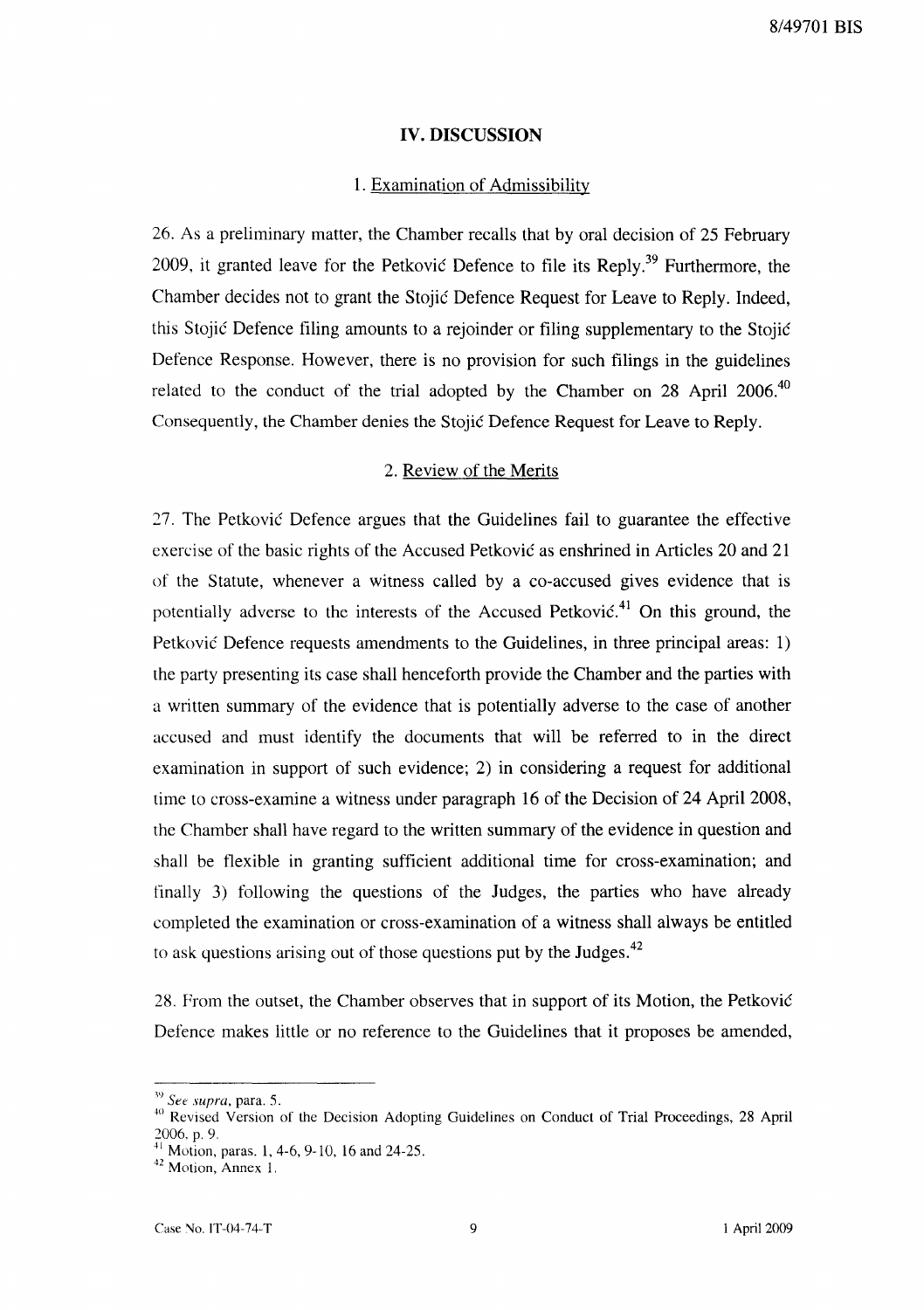## IV. DISCUSSION

### 1. Examination of Admissibility

26. As a preliminary matter, the Chamber recalls that by oral decision of 25 February 2009, it granted leave for the Petković Defence to file its Reply.[39] Furthermore, the Chamber decides not to grant the Stojić Defence Request for Leave to Reply. Indeed, this Stojić Defence filing amounts to a rejoinder or filing supplementary to the Stojić Defence Response. However, there is no provision for such filings in the guidelines related to the conduct of the trial adopted by the Chamber on 28 April 2006.[40] Consequently, the Chamber denies the Stojić Defence Request for Leave to Reply.

### 2. Review of the Merits

27. The Petković Defence argues that the Guidelines fail to guarantee the effective exercise of the basic rights of the Accused Petković as enshrined in Articles 20 and 21 of the Statute, whenever a witness called by a co-accused gives evidence that is potentially adverse to the interests of the Accused Petković.[41] On this ground, the Petković Defence requests amendments to the Guidelines, in three principal areas: 1) the party presenting its case shall henceforth provide the Chamber and the parties with a written summary of the evidence that is potentially adverse to the case of another accused and must identify the documents that will be referred to in the direct examination in support of such evidence; 2) in considering a request for additional time to cross-examine a witness under paragraph 16 of the Decision of 24 April 2008, the Chamber shall have regard to the written summary of the evidence in question and shall be flexible in granting sufficient additional time for cross-examination; and finally 3) following the questions of the Judges, the parties who have already completed the examination or cross-examination of a witness shall always be entitled to ask questions arising out of those questions put by the Judges.[42]

28. From the outset, the Chamber observes that in support of its Motion, the Petković Defence makes little or no reference to the Guidelines that it proposes be amended,

---

[39] *See supra*, para. 5.

[40] Revised Version of the Decision Adopting Guidelines on Conduct of Trial Proceedings, 28 April 2006, p. 9.

[41] Motion, paras. 1, 4-6, 9-10, 16 and 24-25.

[42] Motion, Annex 1.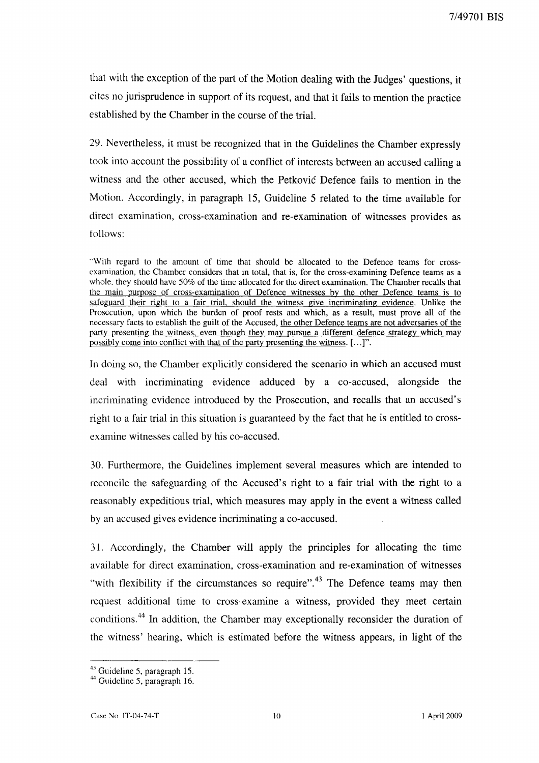that with the exception of the part of the Motion dealing with the Judges' questions, it cites no jurisprudence in support of its request, and that it fails to mention the practice established by the Chamber in the course of the trial.

29. Nevertheless, it must be recognized that in the Guidelines the Chamber expressly took into account the possibility of a conflict of interests between an accused calling a witness and the other accused, which the Petković Defence fails to mention in the Motion. Accordingly, in paragraph 15, Guideline 5 related to the time available for direct examination, cross-examination and re-examination of witnesses provides as follows:

> "With regard to the amount of time that should be allocated to the Defence teams for cross-examination, the Chamber considers that in total, that is, for the cross-examining Defence teams as a whole, they should have 50% of the time allocated for the direct examination. The Chamber recalls that the main purpose of cross-examination of Defence witnesses by the other Defence teams is to safeguard their right to a fair trial, should the witness give incriminating evidence. Unlike the Prosecution, upon which the burden of proof rests and which, as a result, must prove all of the necessary facts to establish the guilt of the Accused, the other Defence teams are not adversaries of the party presenting the witness, even though they may pursue a different defence strategy which may possibly come into conflict with that of the party presenting the witness. [...]".

In doing so, the Chamber explicitly considered the scenario in which an accused must deal with incriminating evidence adduced by a co-accused, alongside the incriminating evidence introduced by the Prosecution, and recalls that an accused's right to a fair trial in this situation is guaranteed by the fact that he is entitled to cross-examine witnesses called by his co-accused.

30. Furthermore, the Guidelines implement several measures which are intended to reconcile the safeguarding of the Accused's right to a fair trial with the right to a reasonably expeditious trial, which measures may apply in the event a witness called by an accused gives evidence incriminating a co-accused.

31. Accordingly, the Chamber will apply the principles for allocating the time available for direct examination, cross-examination and re-examination of witnesses "with flexibility if the circumstances so require".[43] The Defence teams may then request additional time to cross-examine a witness, provided they meet certain conditions.[44] In addition, the Chamber may exceptionally reconsider the duration of the witness' hearing, which is estimated before the witness appears, in light of the

---

[43] Guideline 5, paragraph 15.

[44] Guideline 5, paragraph 16.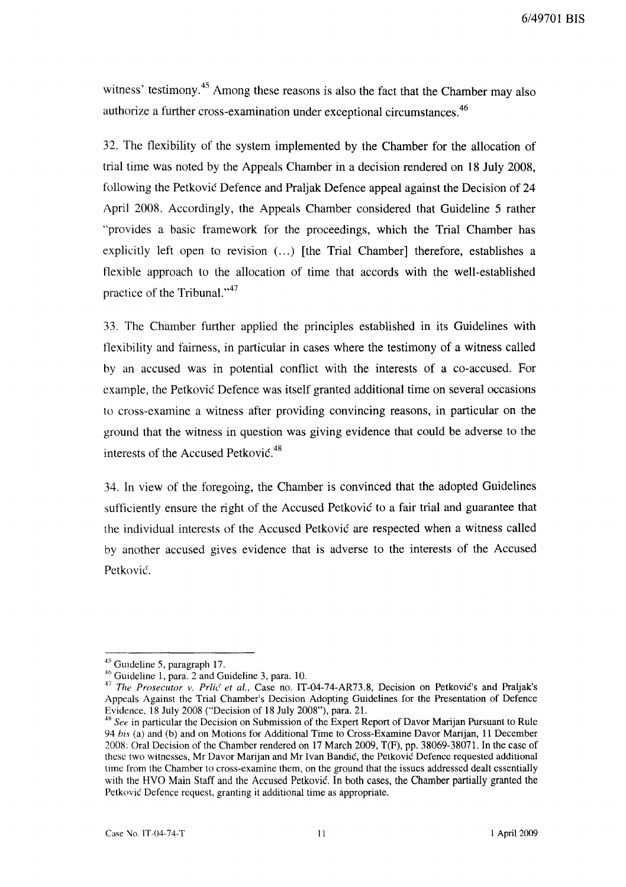witness' testimony.[45] Among these reasons is also the fact that the Chamber may also authorize a further cross-examination under exceptional circumstances.[46]

32. The flexibility of the system implemented by the Chamber for the allocation of trial time was noted by the Appeals Chamber in a decision rendered on 18 July 2008, following the Petković Defence and Praljak Defence appeal against the Decision of 24 April 2008. Accordingly, the Appeals Chamber considered that Guideline 5 rather "provides a basic framework for the proceedings, which the Trial Chamber has explicitly left open to revision (...) [the Trial Chamber] therefore, establishes a flexible approach to the allocation of time that accords with the well-established practice of the Tribunal."[47]

33. The Chamber further applied the principles established in its Guidelines with flexibility and fairness, in particular in cases where the testimony of a witness called by an accused was in potential conflict with the interests of a co-accused. For example, the Petković Defence was itself granted additional time on several occasions to cross-examine a witness after providing convincing reasons, in particular on the ground that the witness in question was giving evidence that could be adverse to the interests of the Accused Petković.[48]

34. In view of the foregoing, the Chamber is convinced that the adopted Guidelines sufficiently ensure the right of the Accused Petković to a fair trial and guarantee that the individual interests of the Accused Petković are respected when a witness called by another accused gives evidence that is adverse to the interests of the Accused Petković.

---

[45] Guideline 5, paragraph 17.

[46] Guideline 1, para. 2 and Guideline 3, para. 10.

[47] *The Prosecutor v. Prlić et al.*, Case no. IT-04-74-AR73.8, Decision on Petković's and Praljak's Appeals Against the Trial Chamber's Decision Adopting Guidelines for the Presentation of Defence Evidence, 18 July 2008 ("Decision of 18 July 2008"), para. 21.

[48] *See* in particular the Decision on Submission of the Expert Report of Davor Marijan Pursuant to Rule 94 *bis* (a) and (b) and on Motions for Additional Time to Cross-Examine Davor Marijan, 11 December 2008; Oral Decision of the Chamber rendered on 17 March 2009, T(F), pp. 38069-38071. In the case of these two witnesses, Mr Davor Marijan and Mr Ivan Bandić, the Petković Defence requested additional time from the Chamber to cross-examine them, on the ground that the issues addressed dealt essentially with the HVO Main Staff and the Accused Petković. In both cases, the Chamber partially granted the Petković Defence request, granting it additional time as appropriate.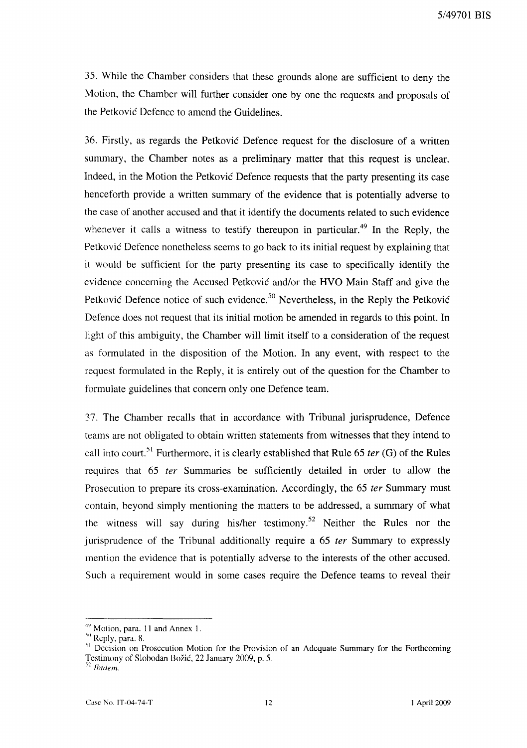35. While the Chamber considers that these grounds alone are sufficient to deny the Motion, the Chamber will further consider one by one the requests and proposals of the Petković Defence to amend the Guidelines.

36. Firstly, as regards the Petković Defence request for the disclosure of a written summary, the Chamber notes as a preliminary matter that this request is unclear. Indeed, in the Motion the Petković Defence requests that the party presenting its case henceforth provide a written summary of the evidence that is potentially adverse to the case of another accused and that it identify the documents related to such evidence whenever it calls a witness to testify thereupon in particular.[49] In the Reply, the Petković Defence nonetheless seems to go back to its initial request by explaining that it would be sufficient for the party presenting its case to specifically identify the evidence concerning the Accused Petković and/or the HVO Main Staff and give the Petković Defence notice of such evidence.[50] Nevertheless, in the Reply the Petković Defence does not request that its initial motion be amended in regards to this point. In light of this ambiguity, the Chamber will limit itself to a consideration of the request as formulated in the disposition of the Motion. In any event, with respect to the request formulated in the Reply, it is entirely out of the question for the Chamber to formulate guidelines that concern only one Defence team.

37. The Chamber recalls that in accordance with Tribunal jurisprudence, Defence teams are not obligated to obtain written statements from witnesses that they intend to call into court.[51] Furthermore, it is clearly established that Rule 65 *ter* (G) of the Rules requires that 65 *ter* Summaries be sufficiently detailed in order to allow the Prosecution to prepare its cross-examination. Accordingly, the 65 *ter* Summary must contain, beyond simply mentioning the matters to be addressed, a summary of what the witness will say during his/her testimony.[52] Neither the Rules nor the jurisprudence of the Tribunal additionally require a 65 *ter* Summary to expressly mention the evidence that is potentially adverse to the interests of the other accused. Such a requirement would in some cases require the Defence teams to reveal their

---

[49] Motion, para. 11 and Annex 1.

[50] Reply, para. 8.

[51] Decision on Prosecution Motion for the Provision of an Adequate Summary for the Forthcoming Testimony of Slobodan Božić, 22 January 2009, p. 5.

[52] *Ibidem.*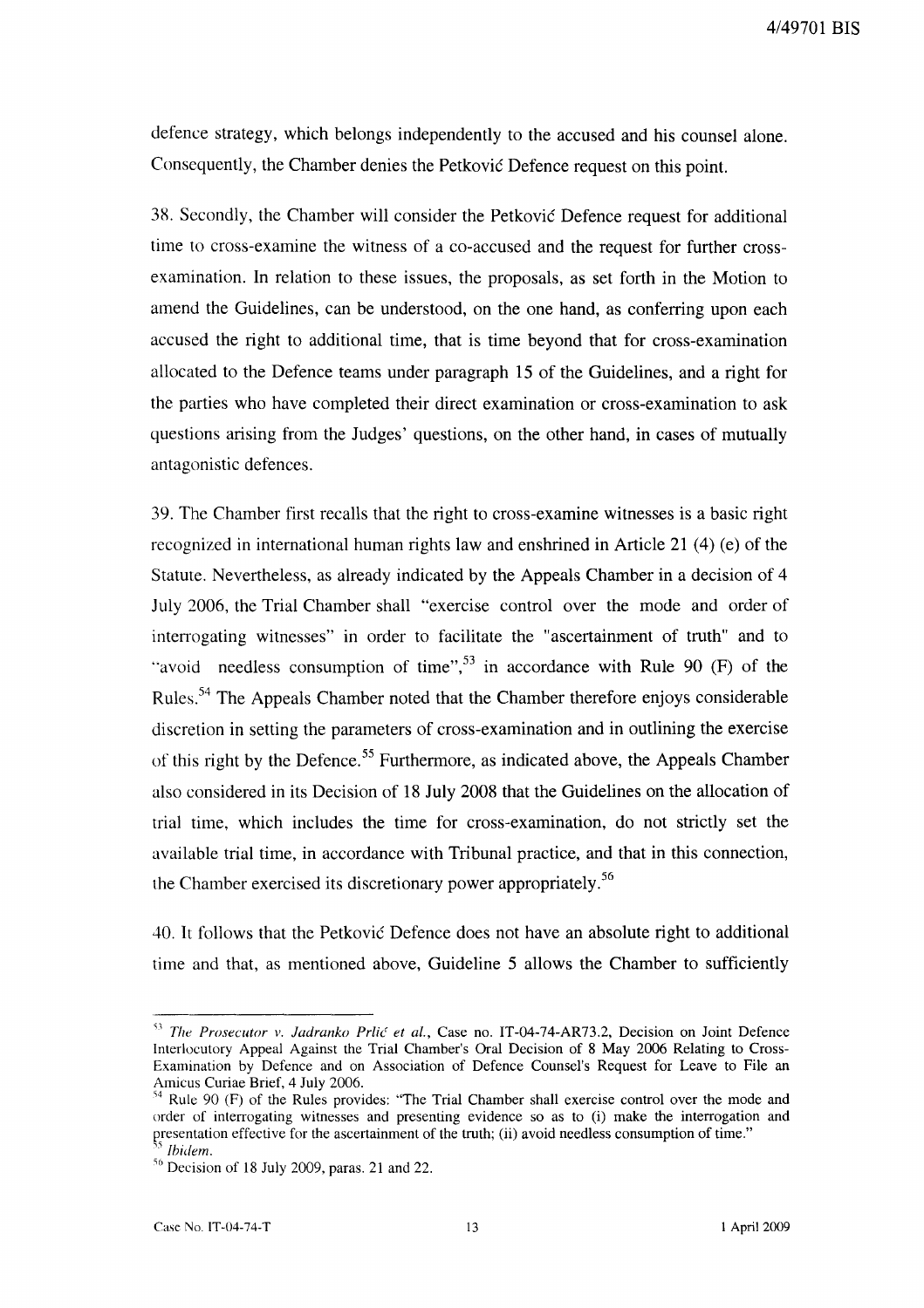defence strategy, which belongs independently to the accused and his counsel alone. Consequently, the Chamber denies the Petković Defence request on this point.

38. Secondly, the Chamber will consider the Petković Defence request for additional time to cross-examine the witness of a co-accused and the request for further cross-examination. In relation to these issues, the proposals, as set forth in the Motion to amend the Guidelines, can be understood, on the one hand, as conferring upon each accused the right to additional time, that is time beyond that for cross-examination allocated to the Defence teams under paragraph 15 of the Guidelines, and a right for the parties who have completed their direct examination or cross-examination to ask questions arising from the Judges' questions, on the other hand, in cases of mutually antagonistic defences.

39. The Chamber first recalls that the right to cross-examine witnesses is a basic right recognized in international human rights law and enshrined in Article 21 (4) (e) of the Statute. Nevertheless, as already indicated by the Appeals Chamber in a decision of 4 July 2006, the Trial Chamber shall "exercise control over the mode and order of interrogating witnesses" in order to facilitate the "ascertainment of truth" and to "avoid needless consumption of time",[53] in accordance with Rule 90 (F) of the Rules.[54] The Appeals Chamber noted that the Chamber therefore enjoys considerable discretion in setting the parameters of cross-examination and in outlining the exercise of this right by the Defence.[55] Furthermore, as indicated above, the Appeals Chamber also considered in its Decision of 18 July 2008 that the Guidelines on the allocation of trial time, which includes the time for cross-examination, do not strictly set the available trial time, in accordance with Tribunal practice, and that in this connection, the Chamber exercised its discretionary power appropriately.[56]

40. It follows that the Petković Defence does not have an absolute right to additional time and that, as mentioned above, Guideline 5 allows the Chamber to sufficiently

---

[53] *The Prosecutor v. Jadranko Prlić et al.*, Case no. IT-04-74-AR73.2, Decision on Joint Defence Interlocutory Appeal Against the Trial Chamber's Oral Decision of 8 May 2006 Relating to Cross-Examination by Defence and on Association of Defence Counsel's Request for Leave to File an Amicus Curiae Brief, 4 July 2006.

[54] Rule 90 (F) of the Rules provides: "The Trial Chamber shall exercise control over the mode and order of interrogating witnesses and presenting evidence so as to (i) make the interrogation and presentation effective for the ascertainment of the truth; (ii) avoid needless consumption of time."

[55] *Ibidem*.

[56] Decision of 18 July 2009, paras. 21 and 22.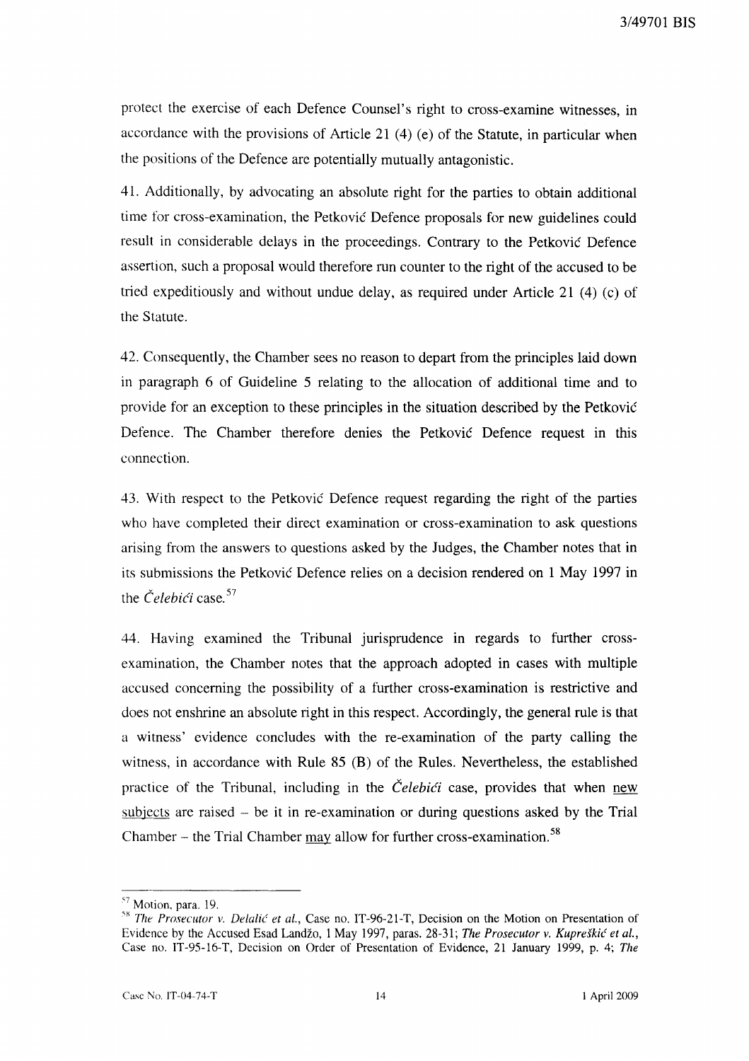protect the exercise of each Defence Counsel's right to cross-examine witnesses, in accordance with the provisions of Article 21 (4) (e) of the Statute, in particular when the positions of the Defence are potentially mutually antagonistic.

41. Additionally, by advocating an absolute right for the parties to obtain additional time for cross-examination, the Petković Defence proposals for new guidelines could result in considerable delays in the proceedings. Contrary to the Petković Defence assertion, such a proposal would therefore run counter to the right of the accused to be tried expeditiously and without undue delay, as required under Article 21 (4) (c) of the Statute.

42. Consequently, the Chamber sees no reason to depart from the principles laid down in paragraph 6 of Guideline 5 relating to the allocation of additional time and to provide for an exception to these principles in the situation described by the Petković Defence. The Chamber therefore denies the Petković Defence request in this connection.

43. With respect to the Petković Defence request regarding the right of the parties who have completed their direct examination or cross-examination to ask questions arising from the answers to questions asked by the Judges, the Chamber notes that in its submissions the Petković Defence relies on a decision rendered on 1 May 1997 in the *Čelebići* case.[57]

44. Having examined the Tribunal jurisprudence in regards to further cross-examination, the Chamber notes that the approach adopted in cases with multiple accused concerning the possibility of a further cross-examination is restrictive and does not enshrine an absolute right in this respect. Accordingly, the general rule is that a witness' evidence concludes with the re-examination of the party calling the witness, in accordance with Rule 85 (B) of the Rules. Nevertheless, the established practice of the Tribunal, including in the *Čelebići* case, provides that when <u>new subjects</u> are raised – be it in re-examination or during questions asked by the Trial Chamber – the Trial Chamber <u>may</u> allow for further cross-examination.[58]

---

[57] Motion, para. 19.

[58] *The Prosecutor v. Delalić et al.*, Case no. IT-96-21-T, Decision on the Motion on Presentation of Evidence by the Accused Esad Landžo, 1 May 1997, paras. 28-31; *The Prosecutor v. Kupreškić et al.*, Case no. IT-95-16-T, Decision on Order of Presentation of Evidence, 21 January 1999, p. 4; *The*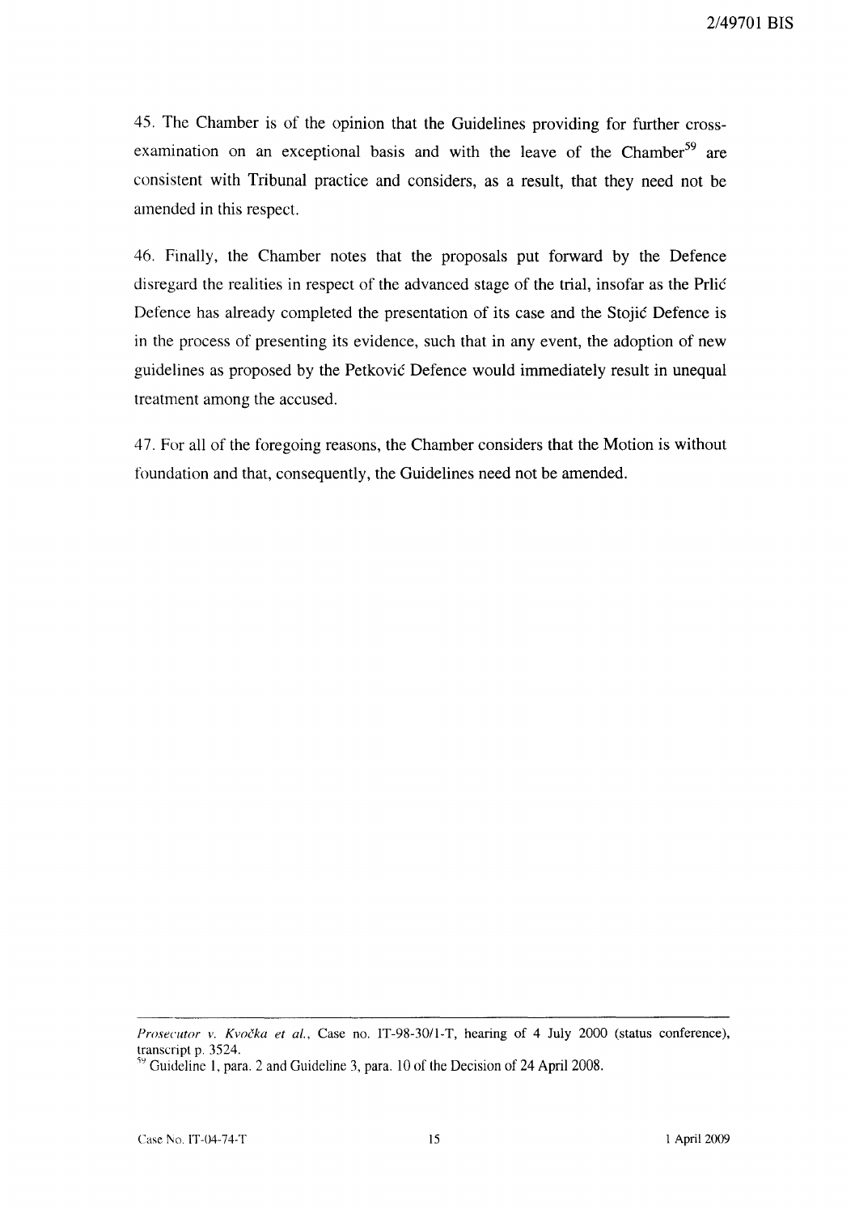45. The Chamber is of the opinion that the Guidelines providing for further cross-examination on an exceptional basis and with the leave of the Chamber[59] are consistent with Tribunal practice and considers, as a result, that they need not be amended in this respect.

46. Finally, the Chamber notes that the proposals put forward by the Defence disregard the realities in respect of the advanced stage of the trial, insofar as the Prlić Defence has already completed the presentation of its case and the Stojić Defence is in the process of presenting its evidence, such that in any event, the adoption of new guidelines as proposed by the Petković Defence would immediately result in unequal treatment among the accused.

47. For all of the foregoing reasons, the Chamber considers that the Motion is without foundation and that, consequently, the Guidelines need not be amended.

---

*Prosecutor v. Kvočka et al.*, Case no. IT-98-30/1-T, hearing of 4 July 2000 (status conference), transcript p. 3524.

[59] Guideline 1, para. 2 and Guideline 3, para. 10 of the Decision of 24 April 2008.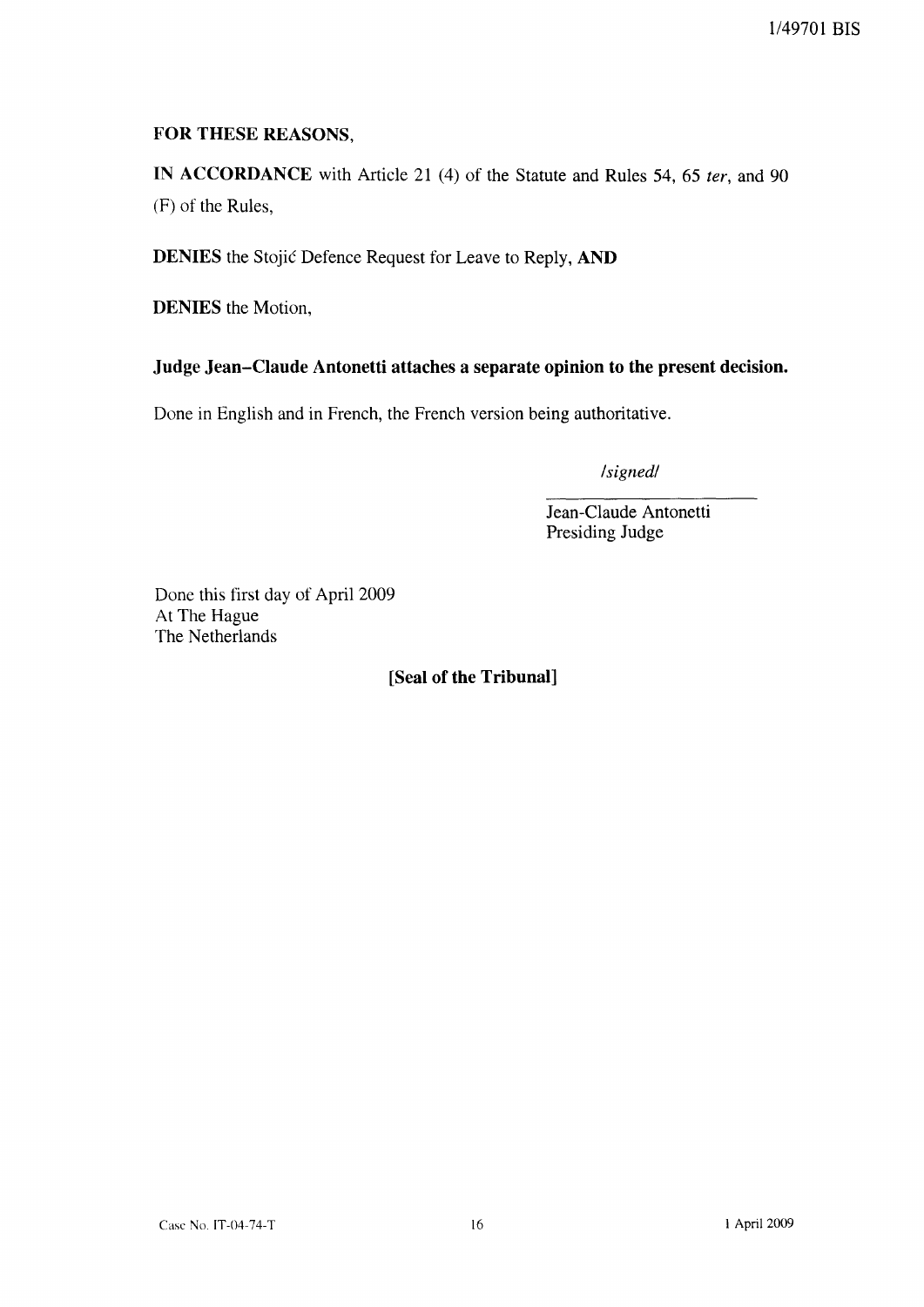**FOR THESE REASONS,**

**IN ACCORDANCE** with Article 21 (4) of the Statute and Rules 54, 65 *ter*, and 90 (F) of the Rules,

**DENIES** the Stojić Defence Request for Leave to Reply, **AND**

**DENIES** the Motion,

**Judge Jean-Claude Antonetti attaches a separate opinion to the present decision.**

Done in English and in French, the French version being authoritative.

*/signed/*

Jean-Claude Antonetti
Presiding Judge

Done this first day of April 2009
At The Hague
The Netherlands

**[Seal of the Tribunal]**